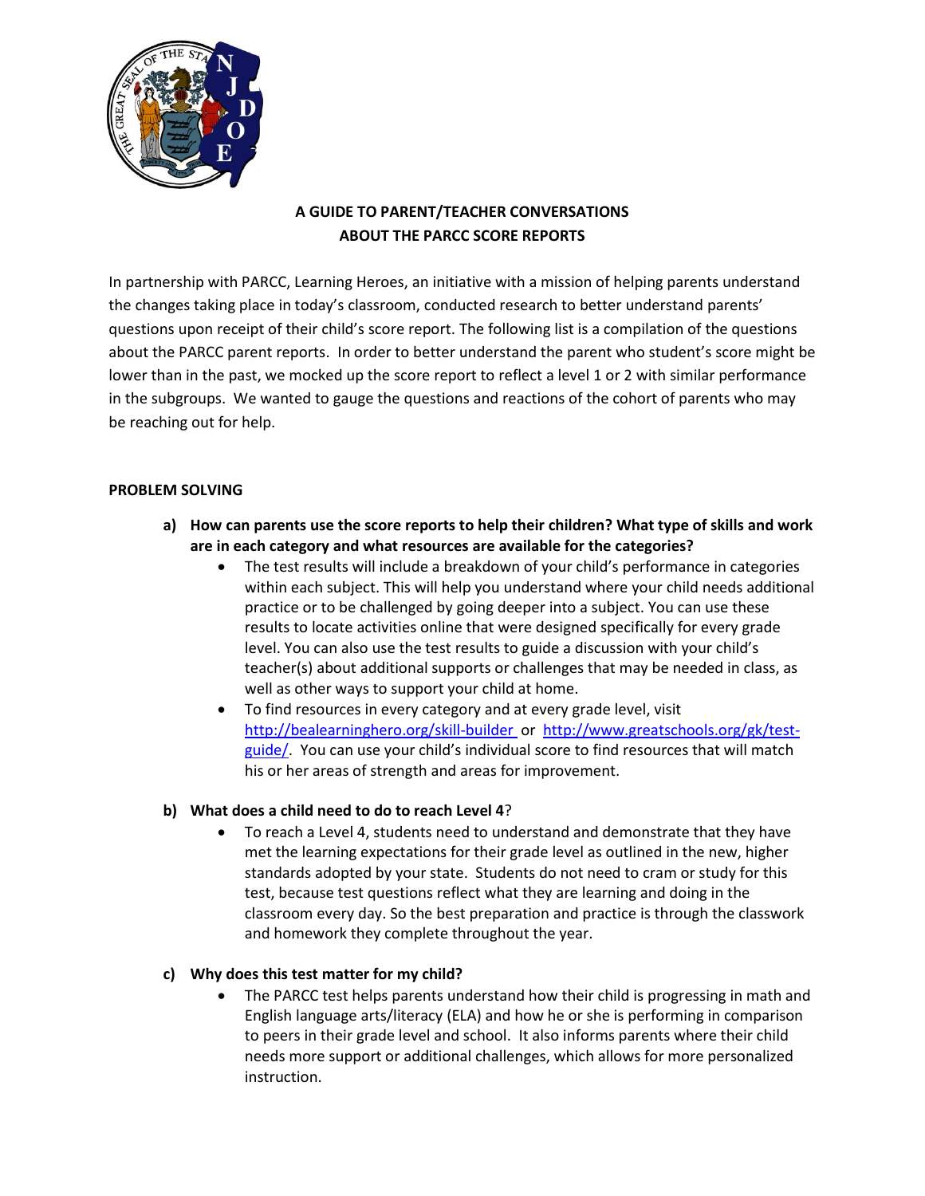# A GUIDE TO PARENT/TEACHER CONVERSATIONS ABOUT THE PARCC SCORE REPORTS

In partnership with PARCC, Learning Heroes, an initiative with a mission of helping parents understand the changes taking place in today's classroom, conducted research to better understand parents' questions upon receipt of their child's score report. The following list is a compilation of the questions about the PARCC parent reports. In order to better understand the parent who student's score might be lower than in the past, we mocked up the score report to reflect a level 1 or 2 with similar performance in the subgroups. We wanted to gauge the questions and reactions of the cohort of parents who may be reaching out for help.

## PROBLEM SOLVING

**a) How can parents use the score reports to help their children? What type of skills and work are in each category and what resources are available for the categories?**

- The test results will include a breakdown of your child's performance in categories within each subject. This will help you understand where your child needs additional practice or to be challenged by going deeper into a subject. You can use these results to locate activities online that were designed specifically for every grade level. You can also use the test results to guide a discussion with your child's teacher(s) about additional supports or challenges that may be needed in class, as well as other ways to support your child at home.
- To find resources in every category and at every grade level, visit [http://bealearninghero.org/skill-builder](http://bealearninghero.org/skill-builder) or [http://www.greatschools.org/gk/test-guide/](http://www.greatschools.org/gk/test-guide/). You can use your child's individual score to find resources that will match his or her areas of strength and areas for improvement.

**b) What does a child need to do to reach Level 4?**

- To reach a Level 4, students need to understand and demonstrate that they have met the learning expectations for their grade level as outlined in the new, higher standards adopted by your state. Students do not need to cram or study for this test, because test questions reflect what they are learning and doing in the classroom every day. So the best preparation and practice is through the classwork and homework they complete throughout the year.

**c) Why does this test matter for my child?**

- The PARCC test helps parents understand how their child is progressing in math and English language arts/literacy (ELA) and how he or she is performing in comparison to peers in their grade level and school. It also informs parents where their child needs more support or additional challenges, which allows for more personalized instruction.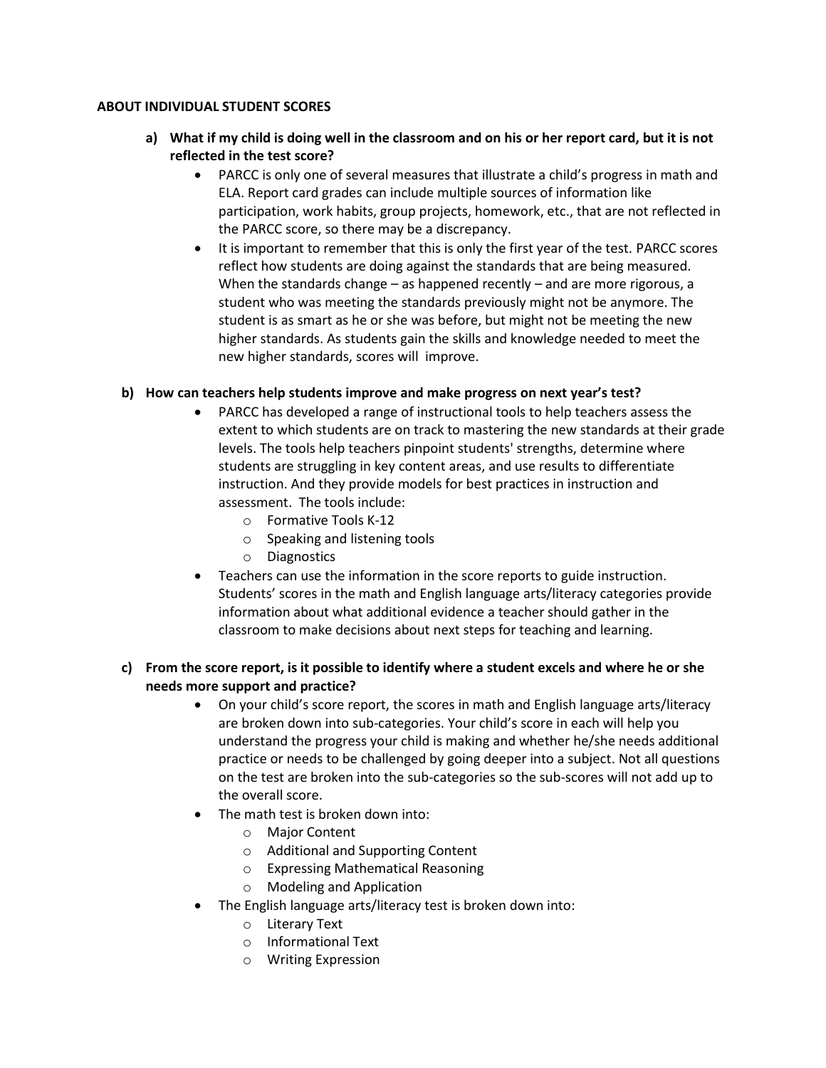**ABOUT INDIVIDUAL STUDENT SCORES**

**a) What if my child is doing well in the classroom and on his or her report card, but it is not reflected in the test score?**

- PARCC is only one of several measures that illustrate a child's progress in math and ELA. Report card grades can include multiple sources of information like participation, work habits, group projects, homework, etc., that are not reflected in the PARCC score, so there may be a discrepancy.
- It is important to remember that this is only the first year of the test. PARCC scores reflect how students are doing against the standards that are being measured. When the standards change – as happened recently – and are more rigorous, a student who was meeting the standards previously might not be anymore. The student is as smart as he or she was before, but might not be meeting the new higher standards. As students gain the skills and knowledge needed to meet the new higher standards, scores will improve.

**b) How can teachers help students improve and make progress on next year's test?**

- PARCC has developed a range of instructional tools to help teachers assess the extent to which students are on track to mastering the new standards at their grade levels. The tools help teachers pinpoint students' strengths, determine where students are struggling in key content areas, and use results to differentiate instruction. And they provide models for best practices in instruction and assessment. The tools include:
  - Formative Tools K-12
  - Speaking and listening tools
  - Diagnostics
- Teachers can use the information in the score reports to guide instruction. Students' scores in the math and English language arts/literacy categories provide information about what additional evidence a teacher should gather in the classroom to make decisions about next steps for teaching and learning.

**c) From the score report, is it possible to identify where a student excels and where he or she needs more support and practice?**

- On your child's score report, the scores in math and English language arts/literacy are broken down into sub-categories. Your child's score in each will help you understand the progress your child is making and whether he/she needs additional practice or needs to be challenged by going deeper into a subject. Not all questions on the test are broken into the sub-categories so the sub-scores will not add up to the overall score.
- The math test is broken down into:
  - Major Content
  - Additional and Supporting Content
  - Expressing Mathematical Reasoning
  - Modeling and Application
- The English language arts/literacy test is broken down into:
  - Literary Text
  - Informational Text
  - Writing Expression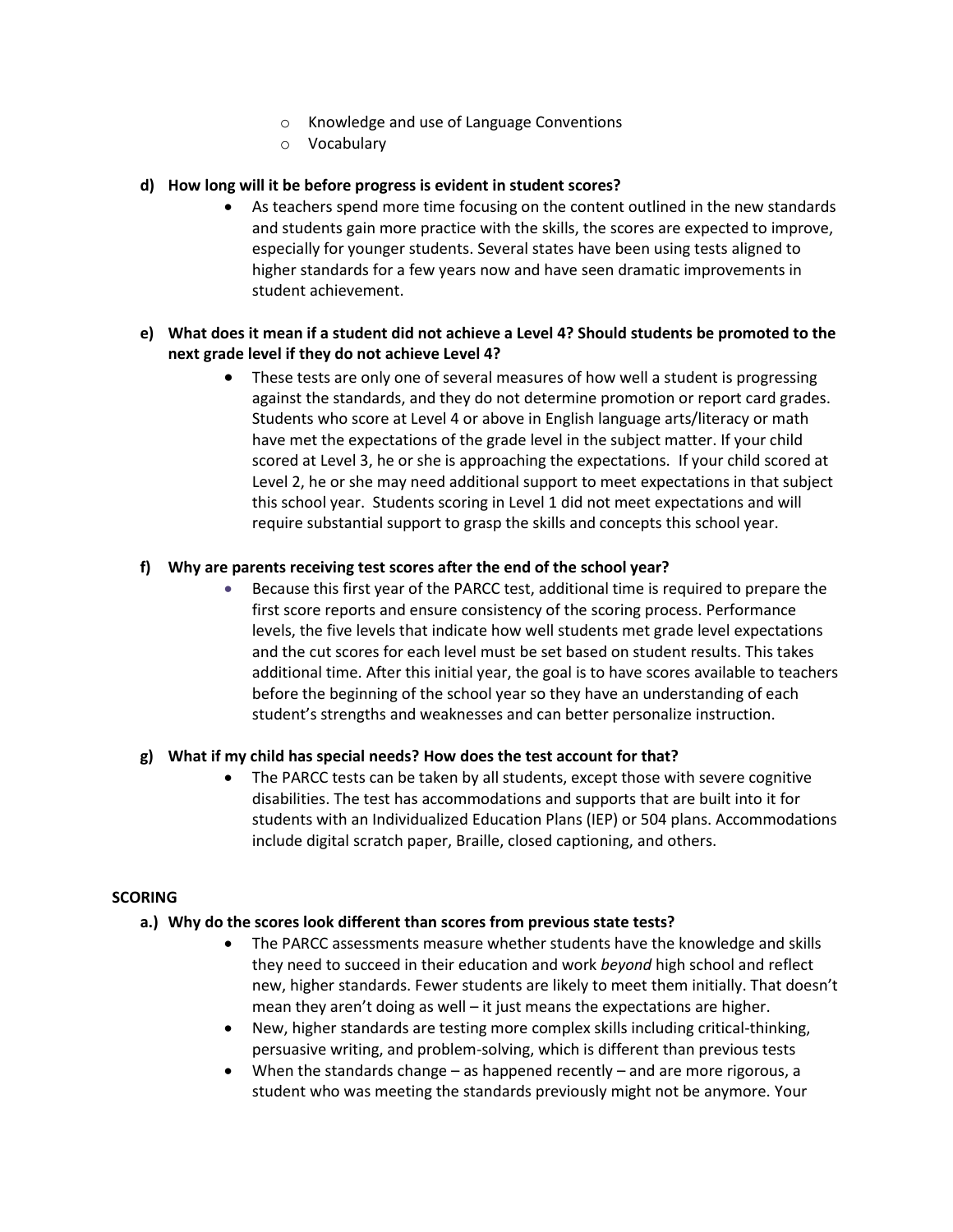- Knowledge and use of Language Conventions
  - Vocabulary

**d) How long will it be before progress is evident in student scores?**

- As teachers spend more time focusing on the content outlined in the new standards and students gain more practice with the skills, the scores are expected to improve, especially for younger students. Several states have been using tests aligned to higher standards for a few years now and have seen dramatic improvements in student achievement.

**e) What does it mean if a student did not achieve a Level 4? Should students be promoted to the next grade level if they do not achieve Level 4?**

- These tests are only one of several measures of how well a student is progressing against the standards, and they do not determine promotion or report card grades. Students who score at Level 4 or above in English language arts/literacy or math have met the expectations of the grade level in the subject matter. If your child scored at Level 3, he or she is approaching the expectations. If your child scored at Level 2, he or she may need additional support to meet expectations in that subject this school year. Students scoring in Level 1 did not meet expectations and will require substantial support to grasp the skills and concepts this school year.

**f) Why are parents receiving test scores after the end of the school year?**

- Because this first year of the PARCC test, additional time is required to prepare the first score reports and ensure consistency of the scoring process. Performance levels, the five levels that indicate how well students met grade level expectations and the cut scores for each level must be set based on student results. This takes additional time. After this initial year, the goal is to have scores available to teachers before the beginning of the school year so they have an understanding of each student's strengths and weaknesses and can better personalize instruction.

**g) What if my child has special needs? How does the test account for that?**

- The PARCC tests can be taken by all students, except those with severe cognitive disabilities. The test has accommodations and supports that are built into it for students with an Individualized Education Plans (IEP) or 504 plans. Accommodations include digital scratch paper, Braille, closed captioning, and others.

**SCORING**

**a.) Why do the scores look different than scores from previous state tests?**

- The PARCC assessments measure whether students have the knowledge and skills they need to succeed in their education and work *beyond* high school and reflect new, higher standards. Fewer students are likely to meet them initially. That doesn't mean they aren't doing as well – it just means the expectations are higher.
- New, higher standards are testing more complex skills including critical-thinking, persuasive writing, and problem-solving, which is different than previous tests
- When the standards change – as happened recently – and are more rigorous, a student who was meeting the standards previously might not be anymore. Your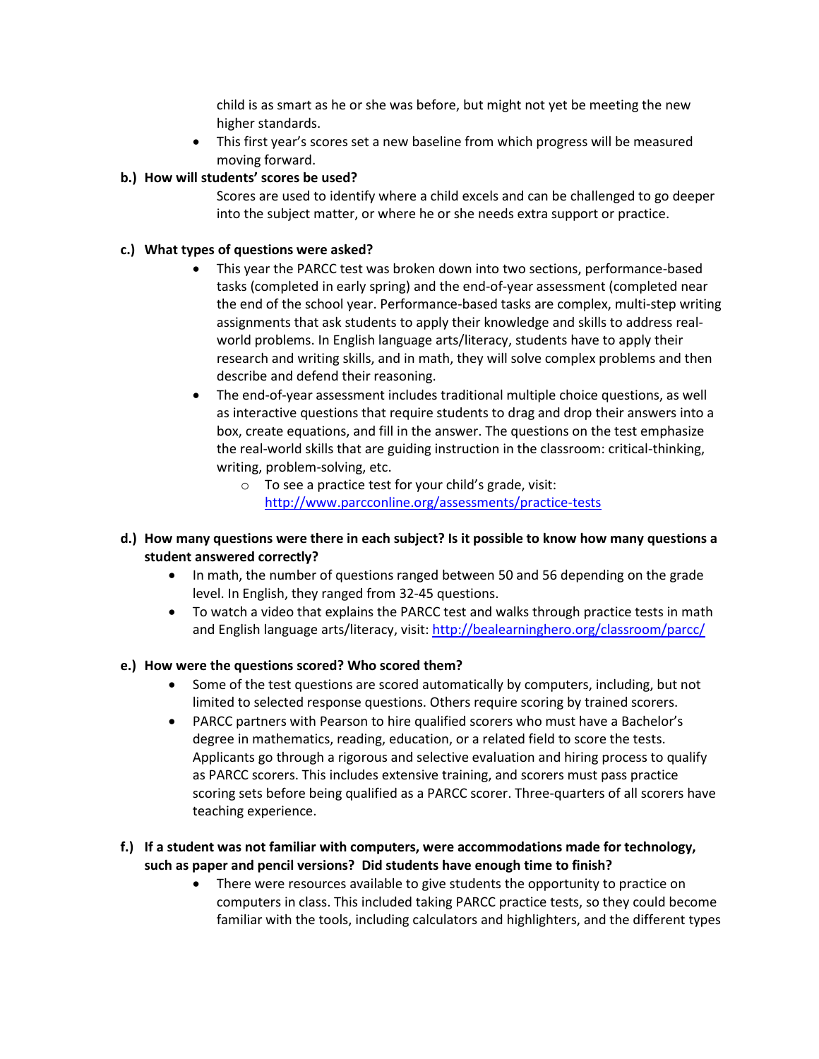child is as smart as he or she was before, but might not yet be meeting the new higher standards.

- This first year's scores set a new baseline from which progress will be measured moving forward.

**b.) How will students' scores be used?**

Scores are used to identify where a child excels and can be challenged to go deeper into the subject matter, or where he or she needs extra support or practice.

**c.) What types of questions were asked?**

- This year the PARCC test was broken down into two sections, performance-based tasks (completed in early spring) and the end-of-year assessment (completed near the end of the school year. Performance-based tasks are complex, multi-step writing assignments that ask students to apply their knowledge and skills to address real-world problems. In English language arts/literacy, students have to apply their research and writing skills, and in math, they will solve complex problems and then describe and defend their reasoning.
- The end-of-year assessment includes traditional multiple choice questions, as well as interactive questions that require students to drag and drop their answers into a box, create equations, and fill in the answer. The questions on the test emphasize the real-world skills that are guiding instruction in the classroom: critical-thinking, writing, problem-solving, etc.
    - To see a practice test for your child's grade, visit: http://www.parcconline.org/assessments/practice-tests

**d.) How many questions were there in each subject? Is it possible to know how many questions a student answered correctly?**

- In math, the number of questions ranged between 50 and 56 depending on the grade level. In English, they ranged from 32-45 questions.
- To watch a video that explains the PARCC test and walks through practice tests in math and English language arts/literacy, visit: http://bealearninghero.org/classroom/parcc/

**e.) How were the questions scored? Who scored them?**

- Some of the test questions are scored automatically by computers, including, but not limited to selected response questions. Others require scoring by trained scorers.
- PARCC partners with Pearson to hire qualified scorers who must have a Bachelor's degree in mathematics, reading, education, or a related field to score the tests. Applicants go through a rigorous and selective evaluation and hiring process to qualify as PARCC scorers. This includes extensive training, and scorers must pass practice scoring sets before being qualified as a PARCC scorer. Three-quarters of all scorers have teaching experience.

**f.) If a student was not familiar with computers, were accommodations made for technology, such as paper and pencil versions? Did students have enough time to finish?**

- There were resources available to give students the opportunity to practice on computers in class. This included taking PARCC practice tests, so they could become familiar with the tools, including calculators and highlighters, and the different types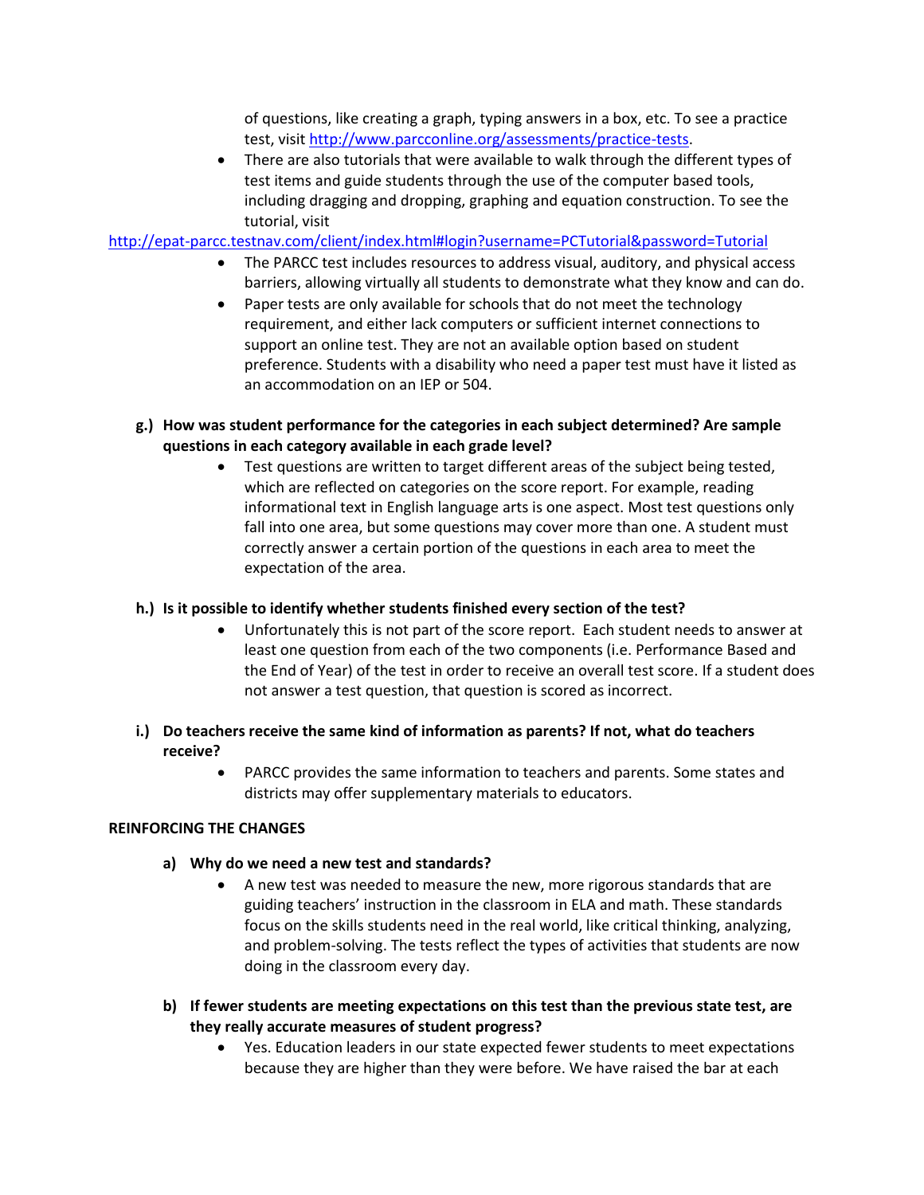of questions, like creating a graph, typing answers in a box, etc. To see a practice test, visit [http://www.parcconline.org/assessments/practice-tests](http://www.parcconline.org/assessments/practice-tests).

- There are also tutorials that were available to walk through the different types of test items and guide students through the use of the computer based tools, including dragging and dropping, graphing and equation construction. To see the tutorial, visit [http://epat-parcc.testnav.com/client/index.html#login?username=PCTutorial&password=Tutorial](http://epat-parcc.testnav.com/client/index.html#login?username=PCTutorial&password=Tutorial)
- The PARCC test includes resources to address visual, auditory, and physical access barriers, allowing virtually all students to demonstrate what they know and can do.
- Paper tests are only available for schools that do not meet the technology requirement, and either lack computers or sufficient internet connections to support an online test. They are not an available option based on student preference. Students with a disability who need a paper test must have it listed as an accommodation on an IEP or 504.

**g.) How was student performance for the categories in each subject determined? Are sample questions in each category available in each grade level?**

- Test questions are written to target different areas of the subject being tested, which are reflected on categories on the score report. For example, reading informational text in English language arts is one aspect. Most test questions only fall into one area, but some questions may cover more than one. A student must correctly answer a certain portion of the questions in each area to meet the expectation of the area.

**h.) Is it possible to identify whether students finished every section of the test?**

- Unfortunately this is not part of the score report. Each student needs to answer at least one question from each of the two components (i.e. Performance Based and the End of Year) of the test in order to receive an overall test score. If a student does not answer a test question, that question is scored as incorrect.

**i.) Do teachers receive the same kind of information as parents? If not, what do teachers receive?**

- PARCC provides the same information to teachers and parents. Some states and districts may offer supplementary materials to educators.

**REINFORCING THE CHANGES**

**a) Why do we need a new test and standards?**

- A new test was needed to measure the new, more rigorous standards that are guiding teachers' instruction in the classroom in ELA and math. These standards focus on the skills students need in the real world, like critical thinking, analyzing, and problem-solving. The tests reflect the types of activities that students are now doing in the classroom every day.

**b) If fewer students are meeting expectations on this test than the previous state test, are they really accurate measures of student progress?**

- Yes. Education leaders in our state expected fewer students to meet expectations because they are higher than they were before. We have raised the bar at each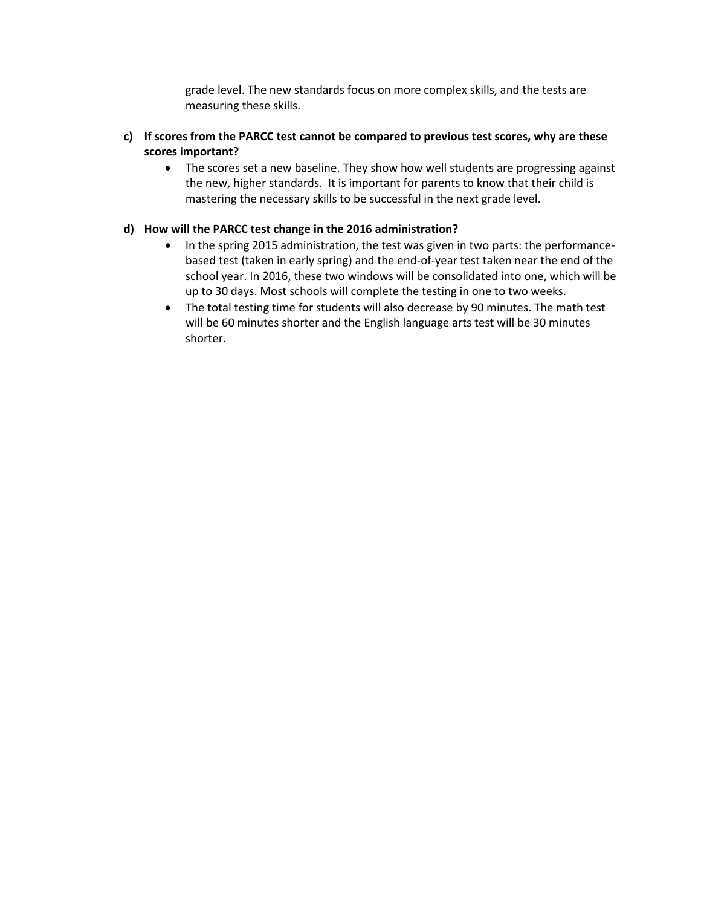grade level. The new standards focus on more complex skills, and the tests are measuring these skills.

**c) If scores from the PARCC test cannot be compared to previous test scores, why are these scores important?**

- The scores set a new baseline. They show how well students are progressing against the new, higher standards. It is important for parents to know that their child is mastering the necessary skills to be successful in the next grade level.

**d) How will the PARCC test change in the 2016 administration?**

- In the spring 2015 administration, the test was given in two parts: the performance-based test (taken in early spring) and the end-of-year test taken near the end of the school year. In 2016, these two windows will be consolidated into one, which will be up to 30 days. Most schools will complete the testing in one to two weeks.
- The total testing time for students will also decrease by 90 minutes. The math test will be 60 minutes shorter and the English language arts test will be 30 minutes shorter.